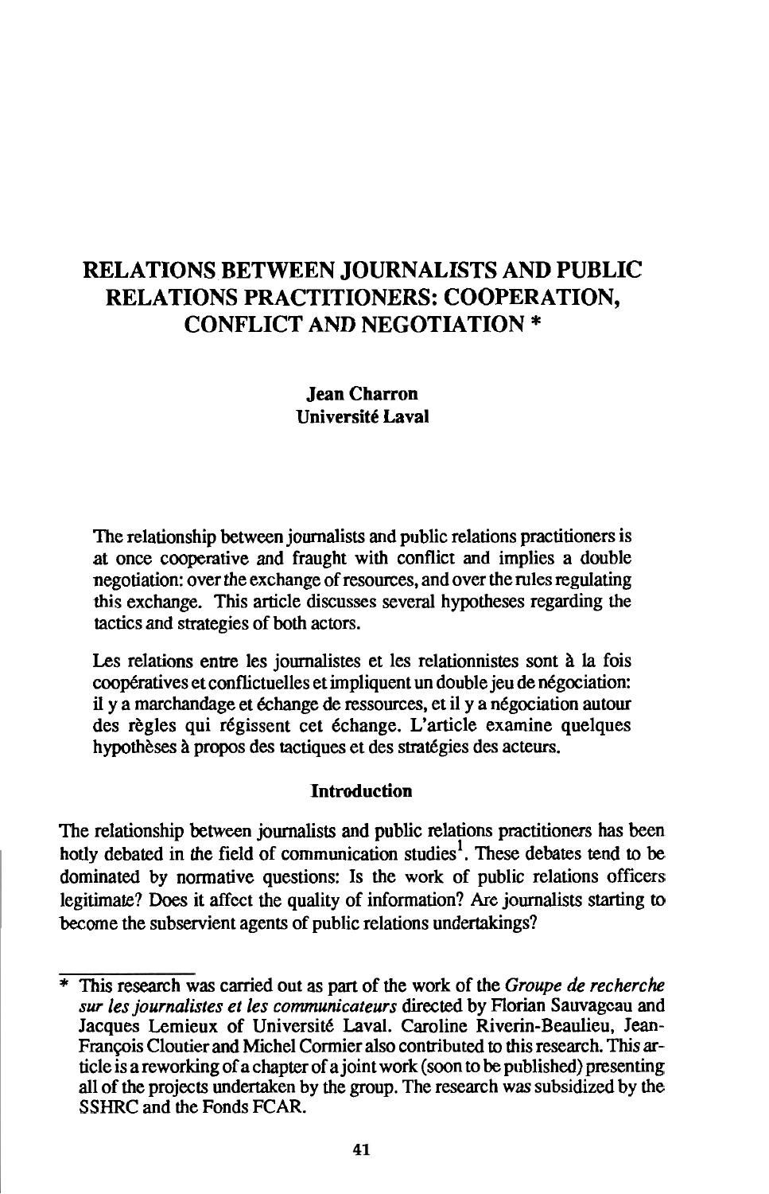# RELATIONS BETWEEN JOURNALISTS AND PUBLIC RELATIONS PRACTITIONERS: COOPERATION, CONFLICT AND NEGOTIATION *

**Jean Charron**
**Université Laval**

The relationship between journalists and public relations practitioners is at once cooperative and fraught with conflict and implies a double negotiation: over the exchange of resources, and over the rules regulating this exchange. This article discusses several hypotheses regarding the tactics and strategies of both actors.

Les relations entre les journalistes et les relationnistes sont à la fois coopératives et conflictuelles et impliquent un double jeu de négociation: il y a marchandage et échange de ressources, et il y a négociation autour des règles qui régissent cet échange. L'article examine quelques hypothèses à propos des tactiques et des stratégies des acteurs.

## Introduction

The relationship between journalists and public relations practitioners has been hotly debated in the field of communication studies[1]. These debates tend to be dominated by normative questions: Is the work of public relations officers legitimate? Does it affect the quality of information? Are journalists starting to become the subservient agents of public relations undertakings?

---

\* This research was carried out as part of the work of the *Groupe de recherche sur les journalistes et les communicateurs* directed by Florian Sauvageau and Jacques Lemieux of Université Laval. Caroline Riverin-Beaulieu, Jean-François Cloutier and Michel Cormier also contributed to this research. This article is a reworking of a chapter of a joint work (soon to be published) presenting all of the projects undertaken by the group. The research was subsidized by the SSHRC and the Fonds FCAR.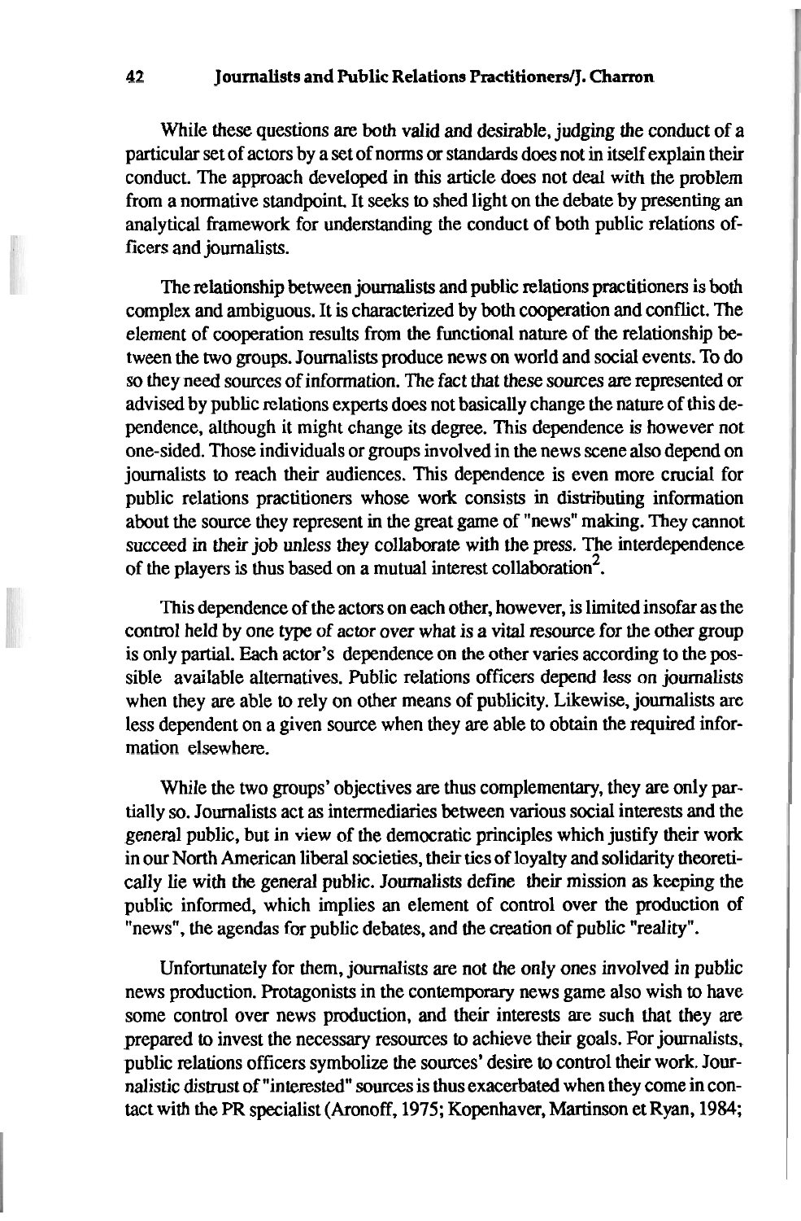While these questions are both valid and desirable, judging the conduct of a particular set of actors by a set of norms or standards does not in itself explain their conduct. The approach developed in this article does not deal with the problem from a normative standpoint. It seeks to shed light on the debate by presenting an analytical framework for understanding the conduct of both public relations officers and journalists.

The relationship between journalists and public relations practitioners is both complex and ambiguous. It is characterized by both cooperation and conflict. The element of cooperation results from the functional nature of the relationship between the two groups. Journalists produce news on world and social events. To do so they need sources of information. The fact that these sources are represented or advised by public relations experts does not basically change the nature of this dependence, although it might change its degree. This dependence is however not one-sided. Those individuals or groups involved in the news scene also depend on journalists to reach their audiences. This dependence is even more crucial for public relations practitioners whose work consists in distributing information about the source they represent in the great game of "news" making. They cannot succeed in their job unless they collaborate with the press. The interdependence of the players is thus based on a mutual interest collaboration[2].

This dependence of the actors on each other, however, is limited insofar as the control held by one type of actor over what is a vital resource for the other group is only partial. Each actor's dependence on the other varies according to the possible available alternatives. Public relations officers depend less on journalists when they are able to rely on other means of publicity. Likewise, journalists are less dependent on a given source when they are able to obtain the required information elsewhere.

While the two groups' objectives are thus complementary, they are only partially so. Journalists act as intermediaries between various social interests and the general public, but in view of the democratic principles which justify their work in our North American liberal societies, their ties of loyalty and solidarity theoretically lie with the general public. Journalists define their mission as keeping the public informed, which implies an element of control over the production of "news", the agendas for public debates, and the creation of public "reality".

Unfortunately for them, journalists are not the only ones involved in public news production. Protagonists in the contemporary news game also wish to have some control over news production, and their interests are such that they are prepared to invest the necessary resources to achieve their goals. For journalists, public relations officers symbolize the sources' desire to control their work. Journalistic distrust of "interested" sources is thus exacerbated when they come in contact with the PR specialist (Aronoff, 1975; Kopenhaver, Martinson et Ryan, 1984;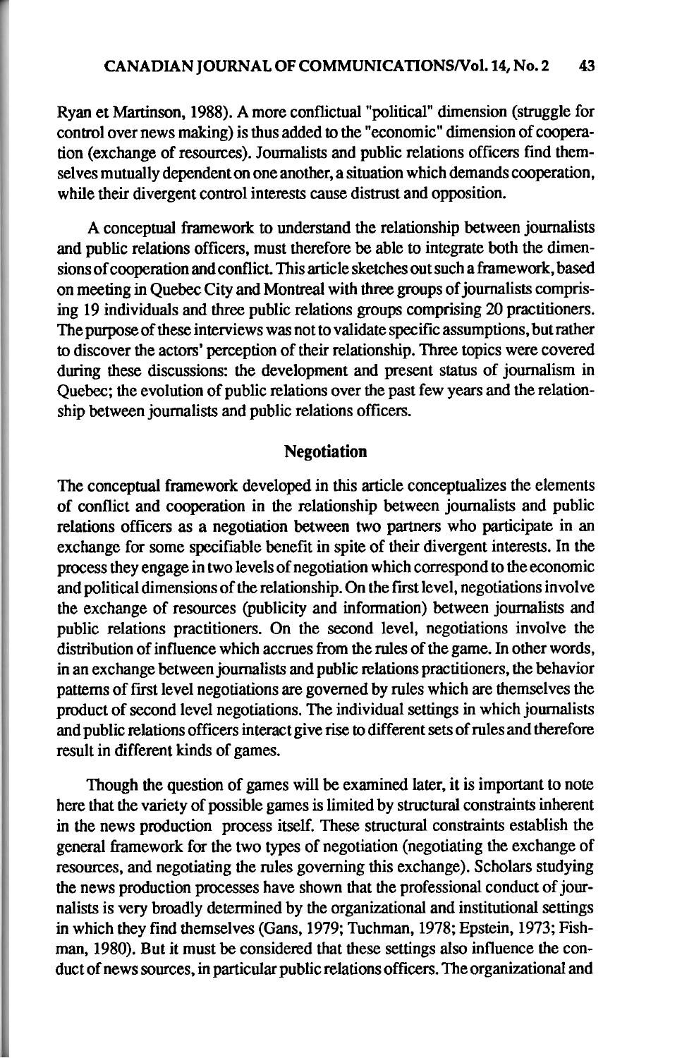Ryan et Martinson, 1988). A more conflictual "political" dimension (struggle for control over news making) is thus added to the "economic" dimension of cooperation (exchange of resources). Journalists and public relations officers find themselves mutually dependent on one another, a situation which demands cooperation, while their divergent control interests cause distrust and opposition.

A conceptual framework to understand the relationship between journalists and public relations officers, must therefore be able to integrate both the dimensions of cooperation and conflict. This article sketches out such a framework, based on meeting in Quebec City and Montreal with three groups of journalists comprising 19 individuals and three public relations groups comprising 20 practitioners. The purpose of these interviews was not to validate specific assumptions, but rather to discover the actors' perception of their relationship. Three topics were covered during these discussions: the development and present status of journalism in Quebec; the evolution of public relations over the past few years and the relationship between journalists and public relations officers.

## Negotiation

The conceptual framework developed in this article conceptualizes the elements of conflict and cooperation in the relationship between journalists and public relations officers as a negotiation between two partners who participate in an exchange for some specifiable benefit in spite of their divergent interests. In the process they engage in two levels of negotiation which correspond to the economic and political dimensions of the relationship. On the first level, negotiations involve the exchange of resources (publicity and information) between journalists and public relations practitioners. On the second level, negotiations involve the distribution of influence which accrues from the rules of the game. In other words, in an exchange between journalists and public relations practitioners, the behavior patterns of first level negotiations are governed by rules which are themselves the product of second level negotiations. The individual settings in which journalists and public relations officers interact give rise to different sets of rules and therefore result in different kinds of games.

Though the question of games will be examined later, it is important to note here that the variety of possible games is limited by structural constraints inherent in the news production process itself. These structural constraints establish the general framework for the two types of negotiation (negotiating the exchange of resources, and negotiating the rules governing this exchange). Scholars studying the news production processes have shown that the professional conduct of journalists is very broadly determined by the organizational and institutional settings in which they find themselves (Gans, 1979; Tuchman, 1978; Epstein, 1973; Fishman, 1980). But it must be considered that these settings also influence the conduct of news sources, in particular public relations officers. The organizational and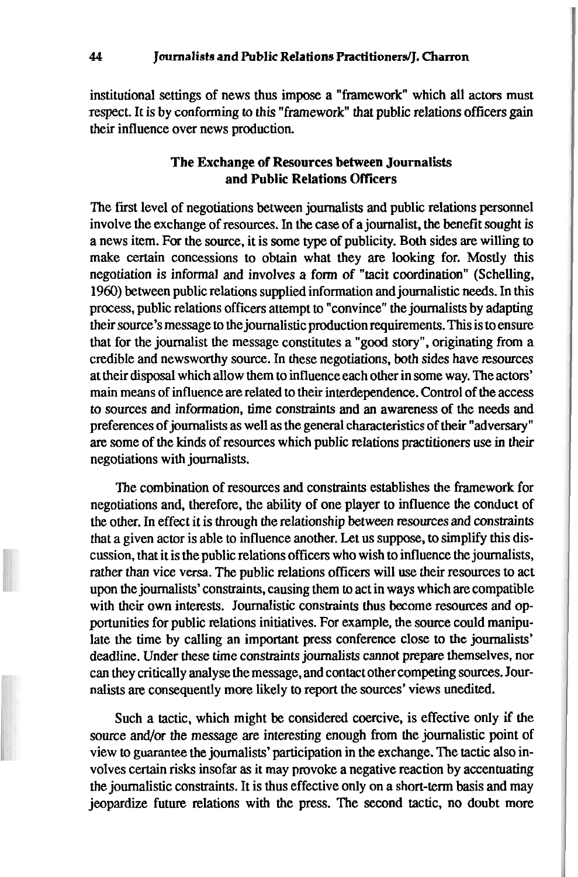institutional settings of news thus impose a "framework" which all actors must respect. It is by conforming to this "framework" that public relations officers gain their influence over news production.

## The Exchange of Resources between Journalists and Public Relations Officers

The first level of negotiations between journalists and public relations personnel involve the exchange of resources. In the case of a journalist, the benefit sought is a news item. For the source, it is some type of publicity. Both sides are willing to make certain concessions to obtain what they are looking for. Mostly this negotiation is informal and involves a form of "tacit coordination" (Schelling, 1960) between public relations supplied information and journalistic needs. In this process, public relations officers attempt to "convince" the journalists by adapting their source's message to the journalistic production requirements. This is to ensure that for the journalist the message constitutes a "good story", originating from a credible and newsworthy source. In these negotiations, both sides have resources at their disposal which allow them to influence each other in some way. The actors' main means of influence are related to their interdependence. Control of the access to sources and information, time constraints and an awareness of the needs and preferences of journalists as well as the general characteristics of their "adversary" are some of the kinds of resources which public relations practitioners use in their negotiations with journalists.

The combination of resources and constraints establishes the framework for negotiations and, therefore, the ability of one player to influence the conduct of the other. In effect it is through the relationship between resources and constraints that a given actor is able to influence another. Let us suppose, to simplify this discussion, that it is the public relations officers who wish to influence the journalists, rather than vice versa. The public relations officers will use their resources to act upon the journalists' constraints, causing them to act in ways which are compatible with their own interests. Journalistic constraints thus become resources and opportunities for public relations initiatives. For example, the source could manipulate the time by calling an important press conference close to the journalists' deadline. Under these time constraints journalists cannot prepare themselves, nor can they critically analyse the message, and contact other competing sources. Journalists are consequently more likely to report the sources' views unedited.

Such a tactic, which might be considered coercive, is effective only if the source and/or the message are interesting enough from the journalistic point of view to guarantee the journalists' participation in the exchange. The tactic also involves certain risks insofar as it may provoke a negative reaction by accentuating the journalistic constraints. It is thus effective only on a short-term basis and may jeopardize future relations with the press. The second tactic, no doubt more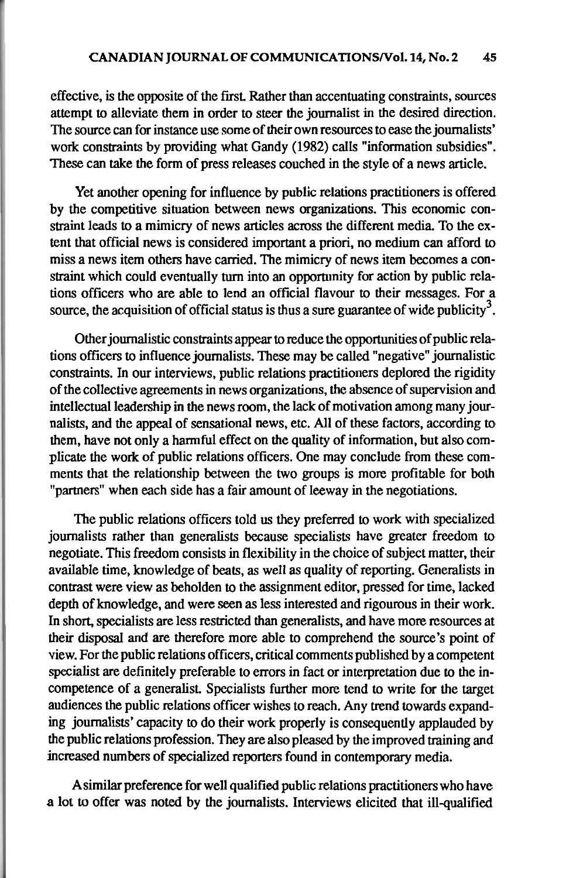effective, is the opposite of the first. Rather than accentuating constraints, sources attempt to alleviate them in order to steer the journalist in the desired direction. The source can for instance use some of their own resources to ease the journalists' work constraints by providing what Gandy (1982) calls "information subsidies". These can take the form of press releases couched in the style of a news article.

Yet another opening for influence by public relations practitioners is offered by the competitive situation between news organizations. This economic constraint leads to a mimicry of news articles across the different media. To the extent that official news is considered important a priori, no medium can afford to miss a news item others have carried. The mimicry of news item becomes a constraint which could eventually turn into an opportunity for action by public relations officers who are able to lend an official flavour to their messages. For a source, the acquisition of official status is thus a sure guarantee of wide publicity[3].

Other journalistic constraints appear to reduce the opportunities of public relations officers to influence journalists. These may be called "negative" journalistic constraints. In our interviews, public relations practitioners deplored the rigidity of the collective agreements in news organizations, the absence of supervision and intellectual leadership in the news room, the lack of motivation among many journalists, and the appeal of sensational news, etc. All of these factors, according to them, have not only a harmful effect on the quality of information, but also complicate the work of public relations officers. One may conclude from these comments that the relationship between the two groups is more profitable for both "partners" when each side has a fair amount of leeway in the negotiations.

The public relations officers told us they preferred to work with specialized journalists rather than generalists because specialists have greater freedom to negotiate. This freedom consists in flexibility in the choice of subject matter, their available time, knowledge of beats, as well as quality of reporting. Generalists in contrast were view as beholden to the assignment editor, pressed for time, lacked depth of knowledge, and were seen as less interested and rigourous in their work. In short, specialists are less restricted than generalists, and have more resources at their disposal and are therefore more able to comprehend the source's point of view. For the public relations officers, critical comments published by a competent specialist are definitely preferable to errors in fact or interpretation due to the incompetence of a generalist. Specialists further more tend to write for the target audiences the public relations officer wishes to reach. Any trend towards expanding journalists' capacity to do their work properly is consequently applauded by the public relations profession. They are also pleased by the improved training and increased numbers of specialized reporters found in contemporary media.

A similar preference for well qualified public relations practitioners who have a lot to offer was noted by the journalists. Interviews elicited that ill-qualified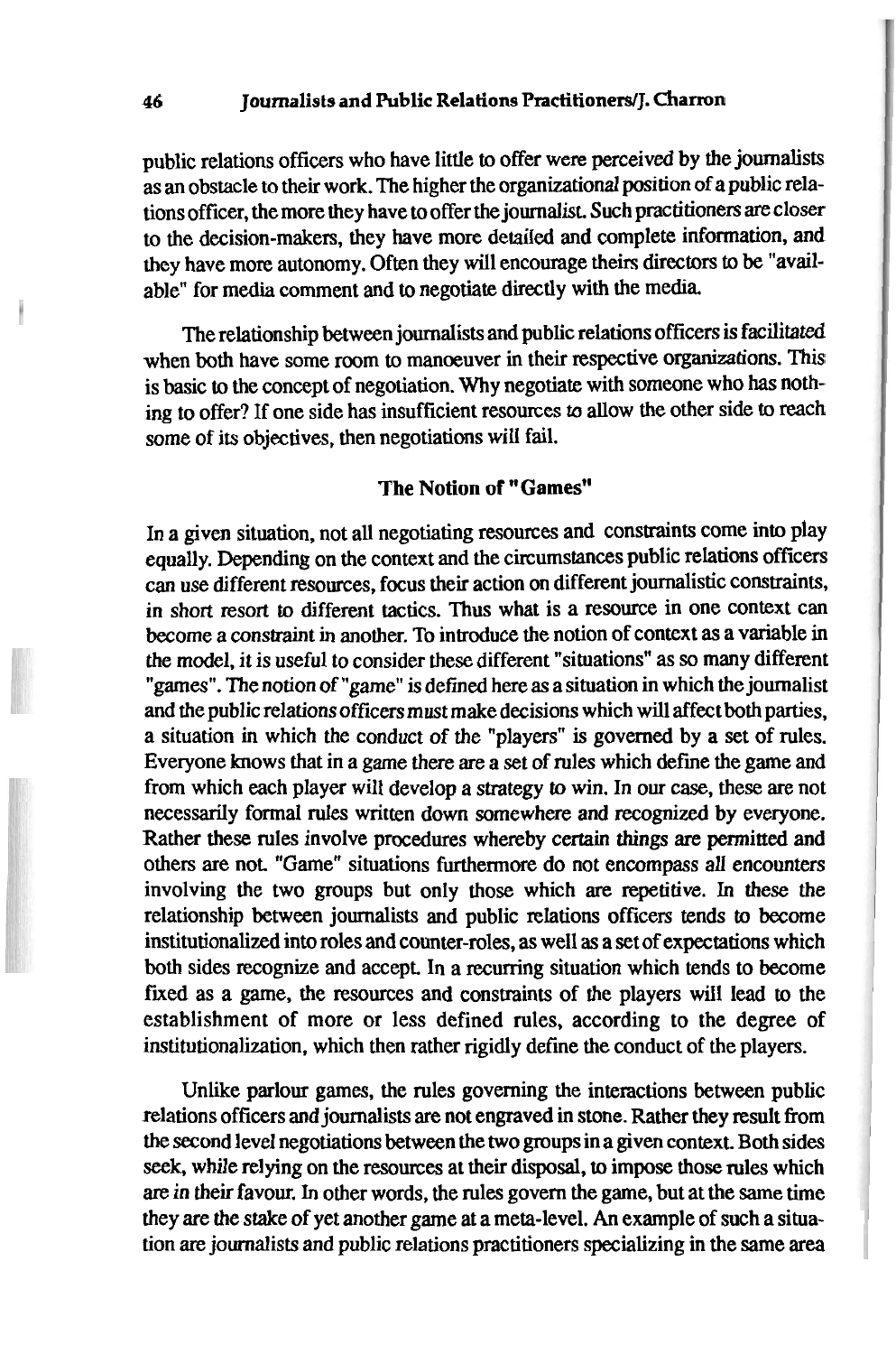public relations officers who have little to offer were perceived by the journalists as an obstacle to their work. The higher the organizational position of a public relations officer, the more they have to offer the journalist. Such practitioners are closer to the decision-makers, they have more detailed and complete information, and they have more autonomy. Often they will encourage theirs directors to be "available" for media comment and to negotiate directly with the media.

The relationship between journalists and public relations officers is facilitated when both have some room to manoeuver in their respective organizations. This is basic to the concept of negotiation. Why negotiate with someone who has nothing to offer? If one side has insufficient resources to allow the other side to reach some of its objectives, then negotiations will fail.

## The Notion of "Games"

In a given situation, not all negotiating resources and constraints come into play equally. Depending on the context and the circumstances public relations officers can use different resources, focus their action on different journalistic constraints, in short resort to different tactics. Thus what is a resource in one context can become a constraint in another. To introduce the notion of context as a variable in the model, it is useful to consider these different "situations" as so many different "games". The notion of "game" is defined here as a situation in which the journalist and the public relations officers must make decisions which will affect both parties, a situation in which the conduct of the "players" is governed by a set of rules. Everyone knows that in a game there are a set of rules which define the game and from which each player will develop a strategy to win. In our case, these are not necessarily formal rules written down somewhere and recognized by everyone. Rather these rules involve procedures whereby certain things are permitted and others are not. "Game" situations furthermore do not encompass all encounters involving the two groups but only those which are repetitive. In these the relationship between journalists and public relations officers tends to become institutionalized into roles and counter-roles, as well as a set of expectations which both sides recognize and accept. In a recurring situation which tends to become fixed as a game, the resources and constraints of the players will lead to the establishment of more or less defined rules, according to the degree of institutionalization, which then rather rigidly define the conduct of the players.

Unlike parlour games, the rules governing the interactions between public relations officers and journalists are not engraved in stone. Rather they result from the second level negotiations between the two groups in a given context. Both sides seek, while relying on the resources at their disposal, to impose those rules which are in their favour. In other words, the rules govern the game, but at the same time they are the stake of yet another game at a meta-level. An example of such a situation are journalists and public relations practitioners specializing in the same area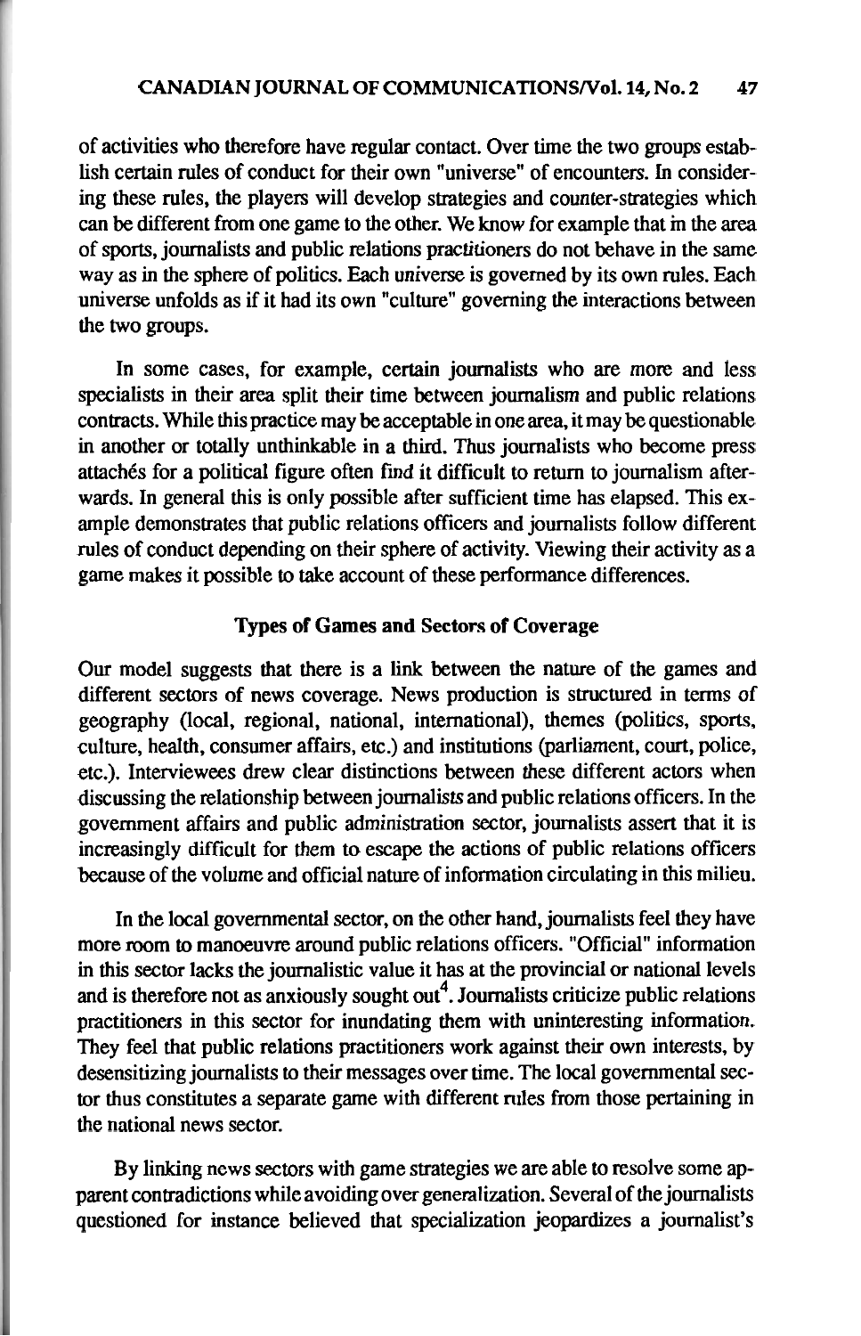of activities who therefore have regular contact. Over time the two groups establish certain rules of conduct for their own "universe" of encounters. In considering these rules, the players will develop strategies and counter-strategies which can be different from one game to the other. We know for example that in the area of sports, journalists and public relations practitioners do not behave in the same way as in the sphere of politics. Each universe is governed by its own rules. Each universe unfolds as if it had its own "culture" governing the interactions between the two groups.

In some cases, for example, certain journalists who are more and less specialists in their area split their time between journalism and public relations contracts. While this practice may be acceptable in one area, it may be questionable in another or totally unthinkable in a third. Thus journalists who become press attachés for a political figure often find it difficult to return to journalism afterwards. In general this is only possible after sufficient time has elapsed. This example demonstrates that public relations officers and journalists follow different rules of conduct depending on their sphere of activity. Viewing their activity as a game makes it possible to take account of these performance differences.

### Types of Games and Sectors of Coverage

Our model suggests that there is a link between the nature of the games and different sectors of news coverage. News production is structured in terms of geography (local, regional, national, international), themes (politics, sports, culture, health, consumer affairs, etc.) and institutions (parliament, court, police, etc.). Interviewees drew clear distinctions between these different actors when discussing the relationship between journalists and public relations officers. In the government affairs and public administration sector, journalists assert that it is increasingly difficult for them to escape the actions of public relations officers because of the volume and official nature of information circulating in this milieu.

In the local governmental sector, on the other hand, journalists feel they have more room to manoeuvre around public relations officers. "Official" information in this sector lacks the journalistic value it has at the provincial or national levels and is therefore not as anxiously sought out[4]. Journalists criticize public relations practitioners in this sector for inundating them with uninteresting information. They feel that public relations practitioners work against their own interests, by desensitizing journalists to their messages over time. The local governmental sector thus constitutes a separate game with different rules from those pertaining in the national news sector.

By linking news sectors with game strategies we are able to resolve some apparent contradictions while avoiding over generalization. Several of the journalists questioned for instance believed that specialization jeopardizes a journalist's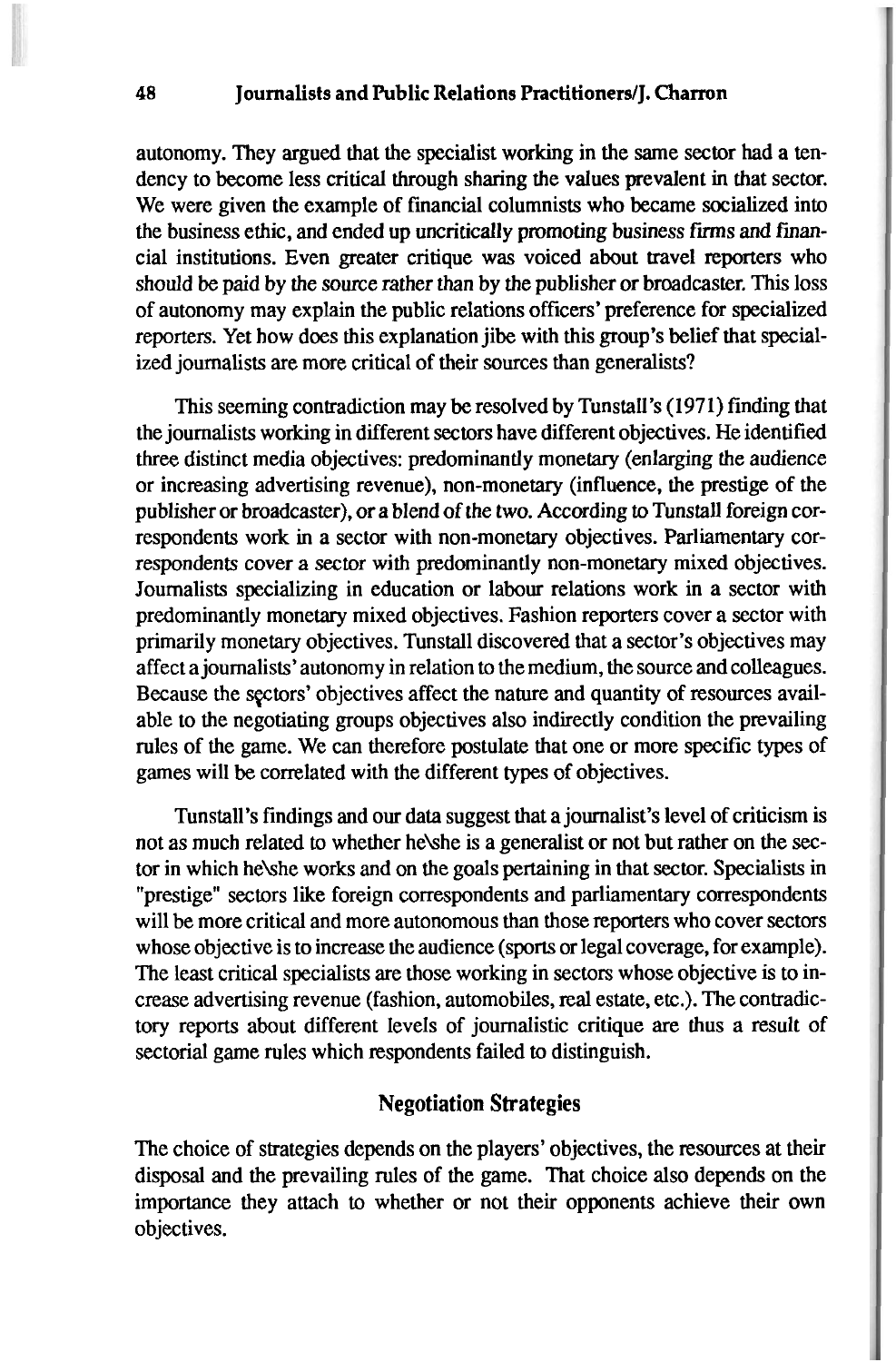autonomy. They argued that the specialist working in the same sector had a tendency to become less critical through sharing the values prevalent in that sector. We were given the example of financial columnists who became socialized into the business ethic, and ended up uncritically promoting business firms and financial institutions. Even greater critique was voiced about travel reporters who should be paid by the source rather than by the publisher or broadcaster. This loss of autonomy may explain the public relations officers' preference for specialized reporters. Yet how does this explanation jibe with this group's belief that specialized journalists are more critical of their sources than generalists?

This seeming contradiction may be resolved by Tunstall's (1971) finding that the journalists working in different sectors have different objectives. He identified three distinct media objectives: predominantly monetary (enlarging the audience or increasing advertising revenue), non-monetary (influence, the prestige of the publisher or broadcaster), or a blend of the two. According to Tunstall foreign correspondents work in a sector with non-monetary objectives. Parliamentary correspondents cover a sector with predominantly non-monetary mixed objectives. Journalists specializing in education or labour relations work in a sector with predominantly monetary mixed objectives. Fashion reporters cover a sector with primarily monetary objectives. Tunstall discovered that a sector's objectives may affect a journalists' autonomy in relation to the medium, the source and colleagues. Because the sectors' objectives affect the nature and quantity of resources available to the negotiating groups objectives also indirectly condition the prevailing rules of the game. We can therefore postulate that one or more specific types of games will be correlated with the different types of objectives.

Tunstall's findings and our data suggest that a journalist's level of criticism is not as much related to whether he\she is a generalist or not but rather on the sector in which he\she works and on the goals pertaining in that sector. Specialists in "prestige" sectors like foreign correspondents and parliamentary correspondents will be more critical and more autonomous than those reporters who cover sectors whose objective is to increase the audience (sports or legal coverage, for example). The least critical specialists are those working in sectors whose objective is to increase advertising revenue (fashion, automobiles, real estate, etc.). The contradictory reports about different levels of journalistic critique are thus a result of sectorial game rules which respondents failed to distinguish.

## Negotiation Strategies

The choice of strategies depends on the players' objectives, the resources at their disposal and the prevailing rules of the game. That choice also depends on the importance they attach to whether or not their opponents achieve their own objectives.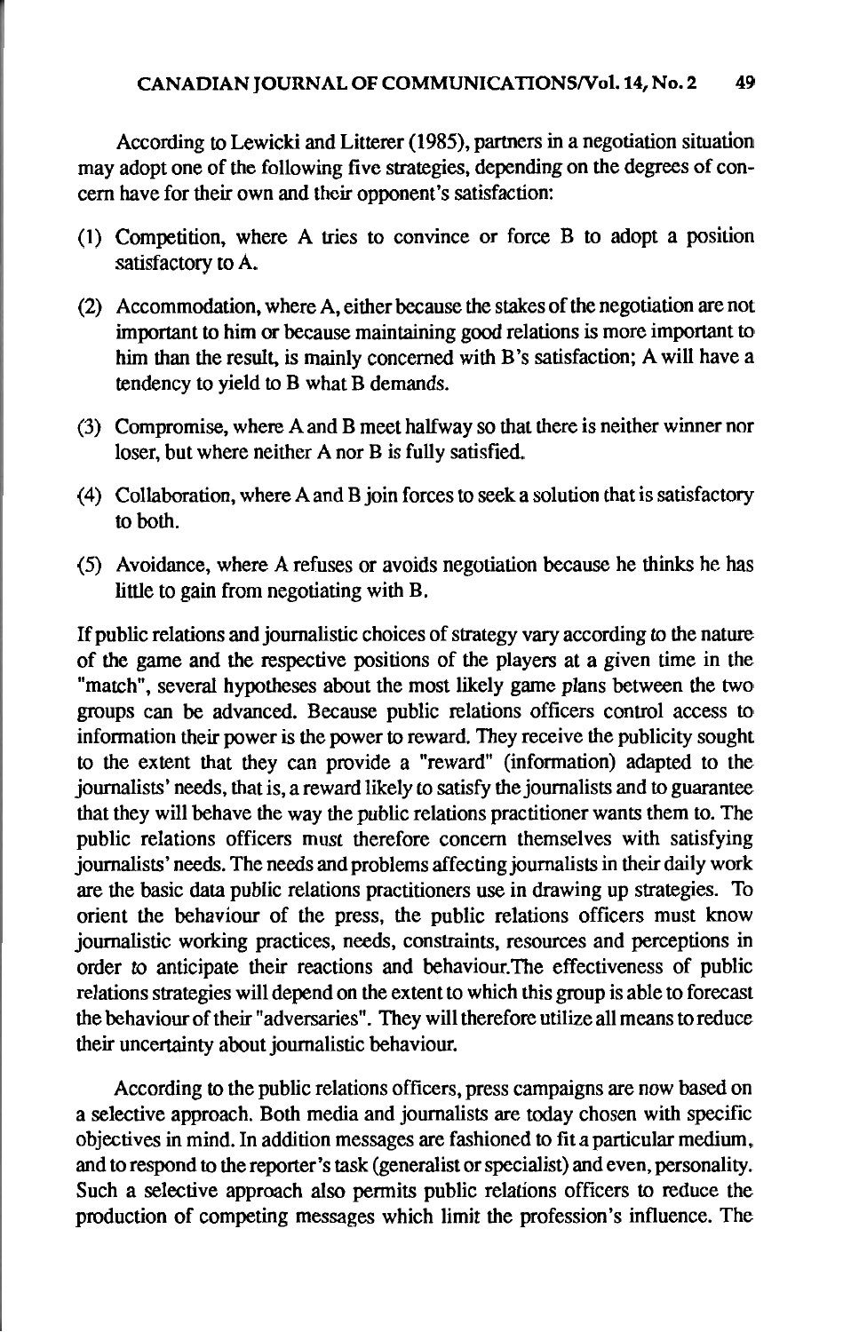According to Lewicki and Litterer (1985), partners in a negotiation situation may adopt one of the following five strategies, depending on the degrees of concern have for their own and their opponent's satisfaction:

(1) Competition, where A tries to convince or force B to adopt a position satisfactory to A.

(2) Accommodation, where A, either because the stakes of the negotiation are not important to him or because maintaining good relations is more important to him than the result, is mainly concerned with B's satisfaction; A will have a tendency to yield to B what B demands.

(3) Compromise, where A and B meet halfway so that there is neither winner nor loser, but where neither A nor B is fully satisfied.

(4) Collaboration, where A and B join forces to seek a solution that is satisfactory to both.

(5) Avoidance, where A refuses or avoids negotiation because he thinks he has little to gain from negotiating with B.

If public relations and journalistic choices of strategy vary according to the nature of the game and the respective positions of the players at a given time in the "match", several hypotheses about the most likely game plans between the two groups can be advanced. Because public relations officers control access to information their power is the power to reward. They receive the publicity sought to the extent that they can provide a "reward" (information) adapted to the journalists' needs, that is, a reward likely to satisfy the journalists and to guarantee that they will behave the way the public relations practitioner wants them to. The public relations officers must therefore concern themselves with satisfying journalists' needs. The needs and problems affecting journalists in their daily work are the basic data public relations practitioners use in drawing up strategies. To orient the behaviour of the press, the public relations officers must know journalistic working practices, needs, constraints, resources and perceptions in order to anticipate their reactions and behaviour.The effectiveness of public relations strategies will depend on the extent to which this group is able to forecast the behaviour of their "adversaries". They will therefore utilize all means to reduce their uncertainty about journalistic behaviour.

According to the public relations officers, press campaigns are now based on a selective approach. Both media and journalists are today chosen with specific objectives in mind. In addition messages are fashioned to fit a particular medium, and to respond to the reporter's task (generalist or specialist) and even, personality. Such a selective approach also permits public relations officers to reduce the production of competing messages which limit the profession's influence. The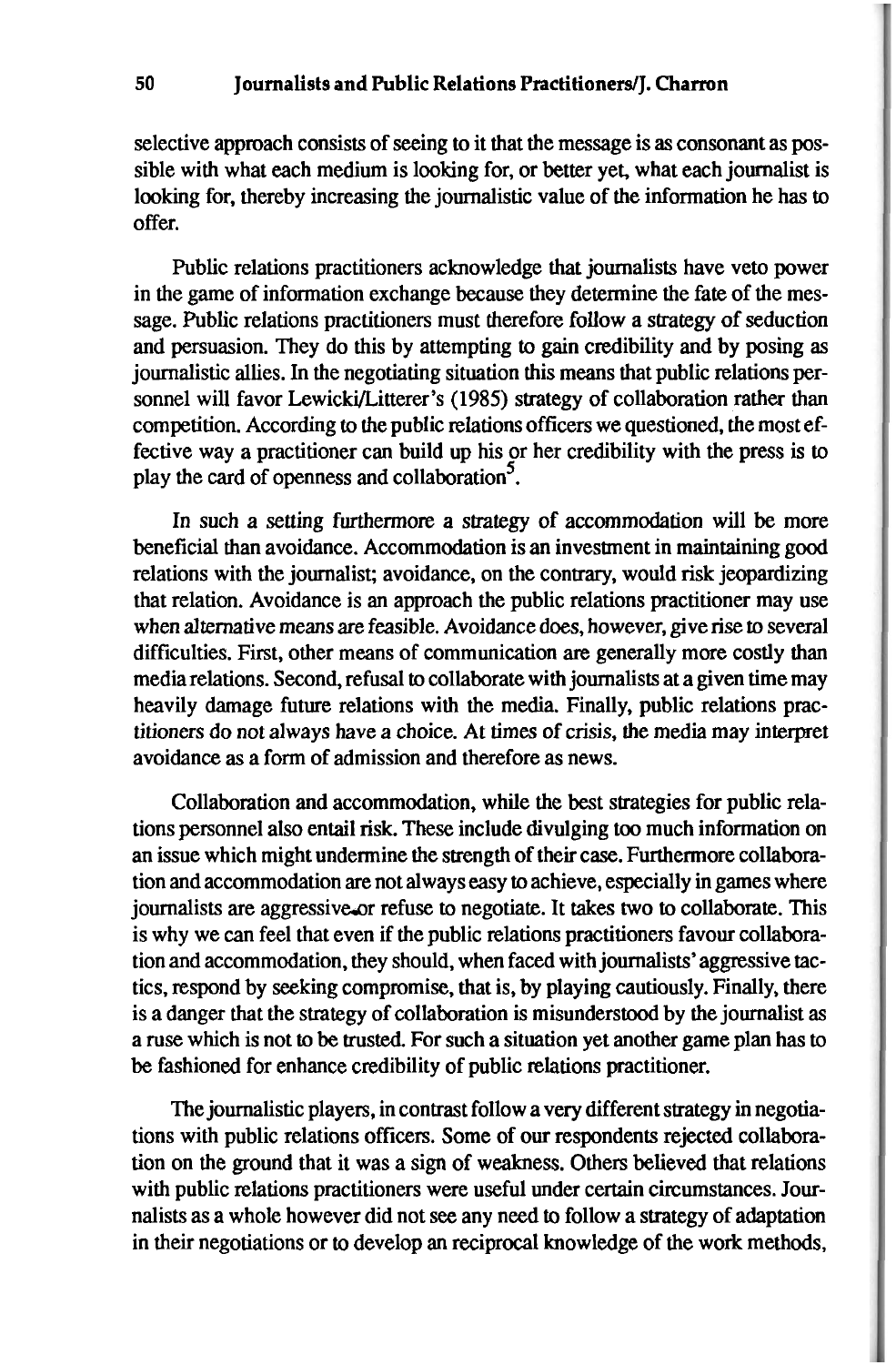selective approach consists of seeing to it that the message is as consonant as possible with what each medium is looking for, or better yet, what each journalist is looking for, thereby increasing the journalistic value of the information he has to offer.

Public relations practitioners acknowledge that journalists have veto power in the game of information exchange because they determine the fate of the message. Public relations practitioners must therefore follow a strategy of seduction and persuasion. They do this by attempting to gain credibility and by posing as journalistic allies. In the negotiating situation this means that public relations personnel will favor Lewicki/Litterer's (1985) strategy of collaboration rather than competition. According to the public relations officers we questioned, the most effective way a practitioner can build up his or her credibility with the press is to play the card of openness and collaboration[5].

In such a setting furthermore a strategy of accommodation will be more beneficial than avoidance. Accommodation is an investment in maintaining good relations with the journalist; avoidance, on the contrary, would risk jeopardizing that relation. Avoidance is an approach the public relations practitioner may use when alternative means are feasible. Avoidance does, however, give rise to several difficulties. First, other means of communication are generally more costly than media relations. Second, refusal to collaborate with journalists at a given time may heavily damage future relations with the media. Finally, public relations practitioners do not always have a choice. At times of crisis, the media may interpret avoidance as a form of admission and therefore as news.

Collaboration and accommodation, while the best strategies for public relations personnel also entail risk. These include divulging too much information on an issue which might undermine the strength of their case. Furthermore collaboration and accommodation are not always easy to achieve, especially in games where journalists are aggressive or refuse to negotiate. It takes two to collaborate. This is why we can feel that even if the public relations practitioners favour collaboration and accommodation, they should, when faced with journalists' aggressive tactics, respond by seeking compromise, that is, by playing cautiously. Finally, there is a danger that the strategy of collaboration is misunderstood by the journalist as a ruse which is not to be trusted. For such a situation yet another game plan has to be fashioned for enhance credibility of public relations practitioner.

The journalistic players, in contrast follow a very different strategy in negotiations with public relations officers. Some of our respondents rejected collaboration on the ground that it was a sign of weakness. Others believed that relations with public relations practitioners were useful under certain circumstances. Journalists as a whole however did not see any need to follow a strategy of adaptation in their negotiations or to develop an reciprocal knowledge of the work methods,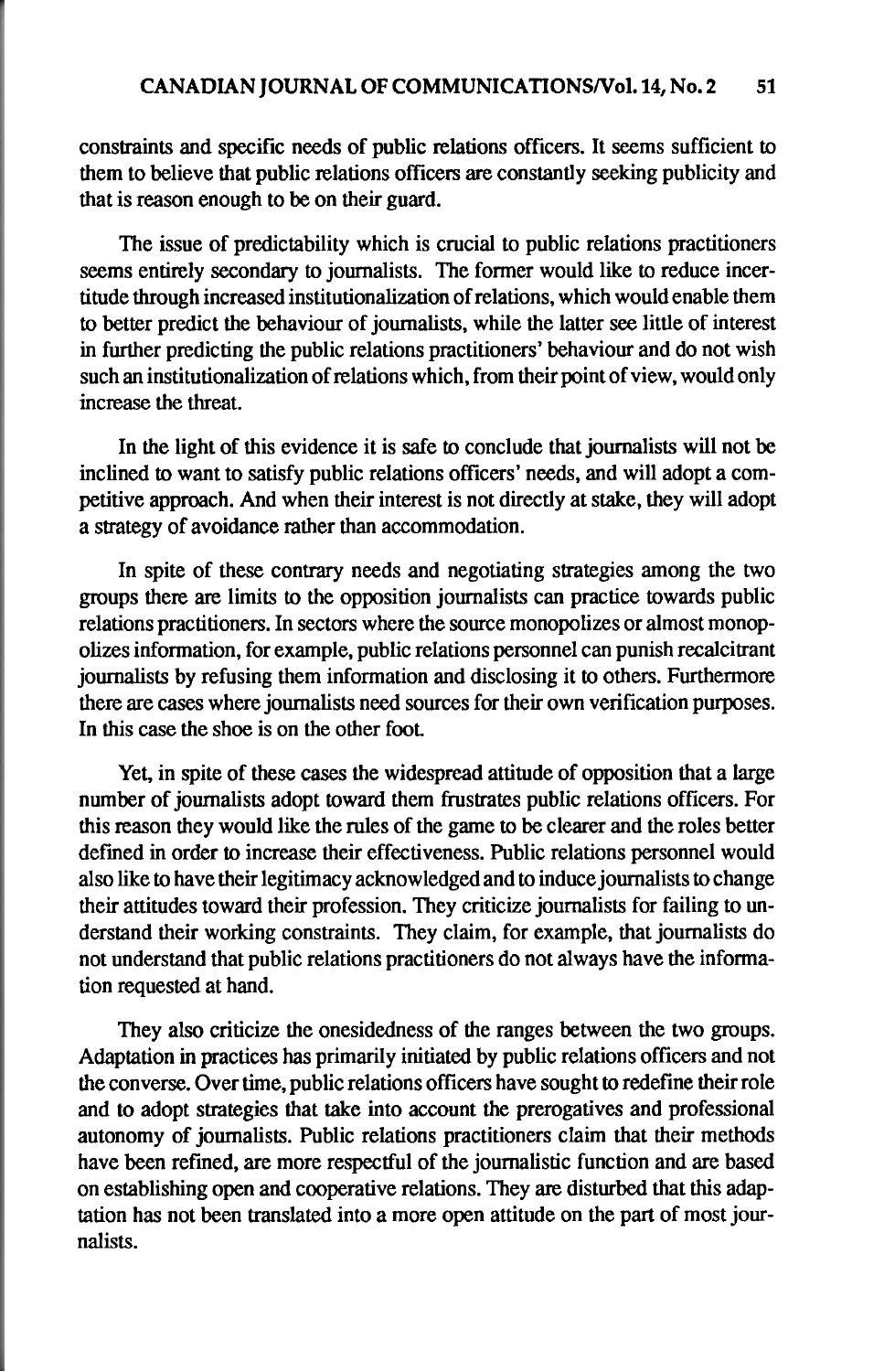constraints and specific needs of public relations officers. It seems sufficient to them to believe that public relations officers are constantly seeking publicity and that is reason enough to be on their guard.

The issue of predictability which is crucial to public relations practitioners seems entirely secondary to journalists. The former would like to reduce incertitude through increased institutionalization of relations, which would enable them to better predict the behaviour of journalists, while the latter see little of interest in further predicting the public relations practitioners' behaviour and do not wish such an institutionalization of relations which, from their point of view, would only increase the threat.

In the light of this evidence it is safe to conclude that journalists will not be inclined to want to satisfy public relations officers' needs, and will adopt a competitive approach. And when their interest is not directly at stake, they will adopt a strategy of avoidance rather than accommodation.

In spite of these contrary needs and negotiating strategies among the two groups there are limits to the opposition journalists can practice towards public relations practitioners. In sectors where the source monopolizes or almost monopolizes information, for example, public relations personnel can punish recalcitrant journalists by refusing them information and disclosing it to others. Furthermore there are cases where journalists need sources for their own verification purposes. In this case the shoe is on the other foot.

Yet, in spite of these cases the widespread attitude of opposition that a large number of journalists adopt toward them frustrates public relations officers. For this reason they would like the rules of the game to be clearer and the roles better defined in order to increase their effectiveness. Public relations personnel would also like to have their legitimacy acknowledged and to induce journalists to change their attitudes toward their profession. They criticize journalists for failing to understand their working constraints. They claim, for example, that journalists do not understand that public relations practitioners do not always have the information requested at hand.

They also criticize the onesidedness of the ranges between the two groups. Adaptation in practices has primarily initiated by public relations officers and not the converse. Over time, public relations officers have sought to redefine their role and to adopt strategies that take into account the prerogatives and professional autonomy of journalists. Public relations practitioners claim that their methods have been refined, are more respectful of the journalistic function and are based on establishing open and cooperative relations. They are disturbed that this adaptation has not been translated into a more open attitude on the part of most journalists.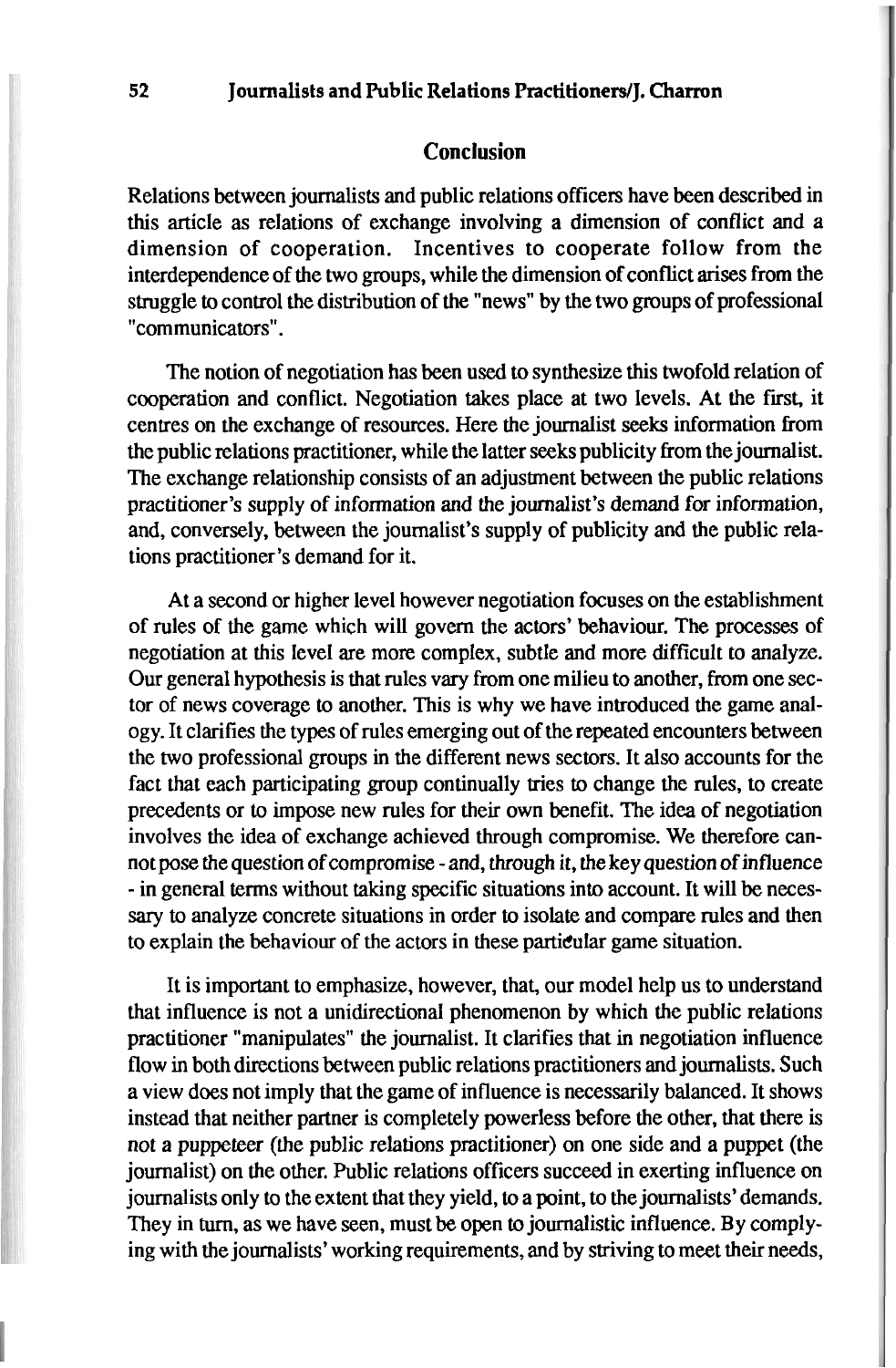## Conclusion

Relations between journalists and public relations officers have been described in this article as relations of exchange involving a dimension of conflict and a dimension of cooperation. Incentives to cooperate follow from the interdependence of the two groups, while the dimension of conflict arises from the struggle to control the distribution of the "news" by the two groups of professional "communicators".

The notion of negotiation has been used to synthesize this twofold relation of cooperation and conflict. Negotiation takes place at two levels. At the first, it centres on the exchange of resources. Here the journalist seeks information from the public relations practitioner, while the latter seeks publicity from the journalist. The exchange relationship consists of an adjustment between the public relations practitioner's supply of information and the journalist's demand for information, and, conversely, between the journalist's supply of publicity and the public relations practitioner's demand for it.

At a second or higher level however negotiation focuses on the establishment of rules of the game which will govern the actors' behaviour. The processes of negotiation at this level are more complex, subtle and more difficult to analyze. Our general hypothesis is that rules vary from one milieu to another, from one sector of news coverage to another. This is why we have introduced the game analogy. It clarifies the types of rules emerging out of the repeated encounters between the two professional groups in the different news sectors. It also accounts for the fact that each participating group continually tries to change the rules, to create precedents or to impose new rules for their own benefit. The idea of negotiation involves the idea of exchange achieved through compromise. We therefore cannot pose the question of compromise - *and, through it, the key question of influence* - in general terms without taking specific situations into account. It will be necessary to analyze concrete situations in order to isolate and compare rules and then to explain the behaviour of the actors in these particular game situation.

It is important to emphasize, however, that, our model help us to understand that influence is not a unidirectional phenomenon by which the public relations practitioner "manipulates" the journalist. It clarifies that in negotiation influence flow in both directions between public relations practitioners and journalists. Such a view does not imply that the game of influence is necessarily balanced. It shows instead that neither partner is completely powerless before the other, that there is not a puppeteer (the public relations practitioner) on one side and a puppet (the journalist) on the other. Public relations officers succeed in exerting influence on journalists only to the extent that they yield, to a point, to the journalists' demands. They in turn, as we have seen, must be open to journalistic influence. By complying with the journalists' working requirements, and by striving to meet their needs,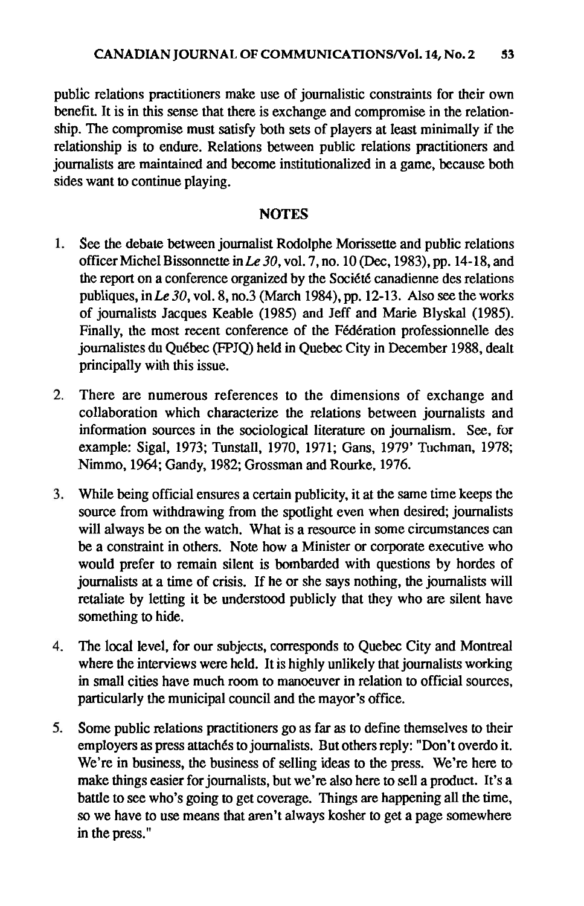public relations practitioners make use of journalistic constraints for their own benefit. It is in this sense that there is exchange and compromise in the relationship. The compromise must satisfy both sets of players at least minimally if the relationship is to endure. Relations between public relations practitioners and journalists are maintained and become institutionalized in a game, because both sides want to continue playing.

## NOTES

1. See the debate between journalist Rodolphe Morissette and public relations officer Michel Bissonnette in *Le 30*, vol. 7, no. 10 (Dec, 1983), pp. 14-18, and the report on a conference organized by the Société canadienne des relations publiques, in *Le 30*, vol. 8, no.3 (March 1984), pp. 12-13. Also see the works of journalists Jacques Keable (1985) and Jeff and Marie Blyskal (1985). Finally, the most recent conference of the Fédération professionnelle des journalistes du Québec (FPJQ) held in Quebec City in December 1988, dealt principally with this issue.

2. There are numerous references to the dimensions of exchange and collaboration which characterize the relations between journalists and information sources in the sociological literature on journalism. See, for example: Sigal, 1973; Tunstall, 1970, 1971; Gans, 1979' Tuchman, 1978; Nimmo, 1964; Gandy, 1982; Grossman and Rourke, 1976.

3. While being official ensures a certain publicity, it at the same time keeps the source from withdrawing from the spotlight even when desired; journalists will always be on the watch. What is a resource in some circumstances can be a constraint in others. Note how a Minister or corporate executive who would prefer to remain silent is bombarded with questions by hordes of journalists at a time of crisis. If he or she says nothing, the journalists will retaliate by letting it be understood publicly that they who are silent have something to hide.

4. The local level, for our subjects, corresponds to Quebec City and Montreal where the interviews were held. It is highly unlikely that journalists working in small cities have much room to manoeuver in relation to official sources, particularly the municipal council and the mayor's office.

5. Some public relations practitioners go as far as to define themselves to their employers as press attachés to journalists. But others reply: "Don't overdo it. We're in business, the business of selling ideas to the press. We're here to make things easier for journalists, but we're also here to sell a product. It's a battle to see who's going to get coverage. Things are happening all the time, so we have to use means that aren't always kosher to get a page somewhere in the press."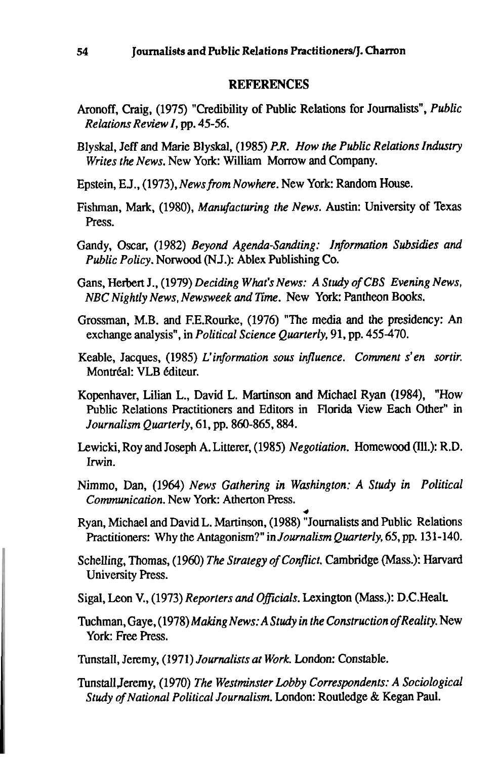## REFERENCES

Aronoff, Craig, (1975) "Credibility of Public Relations for Journalists", *Public Relations Review I*, pp. 45-56.

Blyskal, Jeff and Marie Blyskal, (1985) *P.R. How the Public Relations Industry Writes the News*. New York: William Morrow and Company.

Epstein, E.J., (1973), *News from Nowhere*. New York: Random House.

Fishman, Mark, (1980), *Manufacturing the News*. Austin: University of Texas Press.

Gandy, Oscar, (1982) *Beyond Agenda-Sandting: Information Subsidies and Public Policy*. Norwood (N.J.): Ablex Publishing Co.

Gans, Herbert J., (1979) *Deciding What's News: A Study of CBS Evening News, NBC Nightly News, Newsweek and Time*. New York: Pantheon Books.

Grossman, M.B. and F.E.Rourke, (1976) "The media and the presidency: An exchange analysis", in *Political Science Quarterly*, 91, pp. 455-470.

Keable, Jacques, (1985) *L'information sous influence. Comment s'en sortir.* Montréal: VLB éditeur.

Kopenhaver, Lilian L., David L. Martinson and Michael Ryan (1984), "How Public Relations Practitioners and Editors in Florida View Each Other" in *Journalism Quarterly*, 61, pp. 860-865, 884.

Lewicki, Roy and Joseph A. Litterer, (1985) *Negotiation*. Homewood (Ill.): R.D. Irwin.

Nimmo, Dan, (1964) *News Gathering in Washington: A Study in Political Communication*. New York: Atherton Press.

Ryan, Michael and David L. Martinson, (1988) "Journalists and Public Relations Practitioners: Why the Antagonism?" in *Journalism Quarterly*, 65, pp. 131-140.

Schelling, Thomas, (1960) *The Strategy of Conflict*. Cambridge (Mass.): Harvard University Press.

Sigal, Leon V., (1973) *Reporters and Officials*. Lexington (Mass.): D.C.Healt.

Tuchman, Gaye, (1978) *Making News: A Study in the Construction of Reality*. New York: Free Press.

Tunstall, Jeremy, (1971) *Journalists at Work*. London: Constable.

Tunstall,Jeremy, (1970) *The Westminster Lobby Correspondents: A Sociological Study of National Political Journalism*. London: Routledge & Kegan Paul.